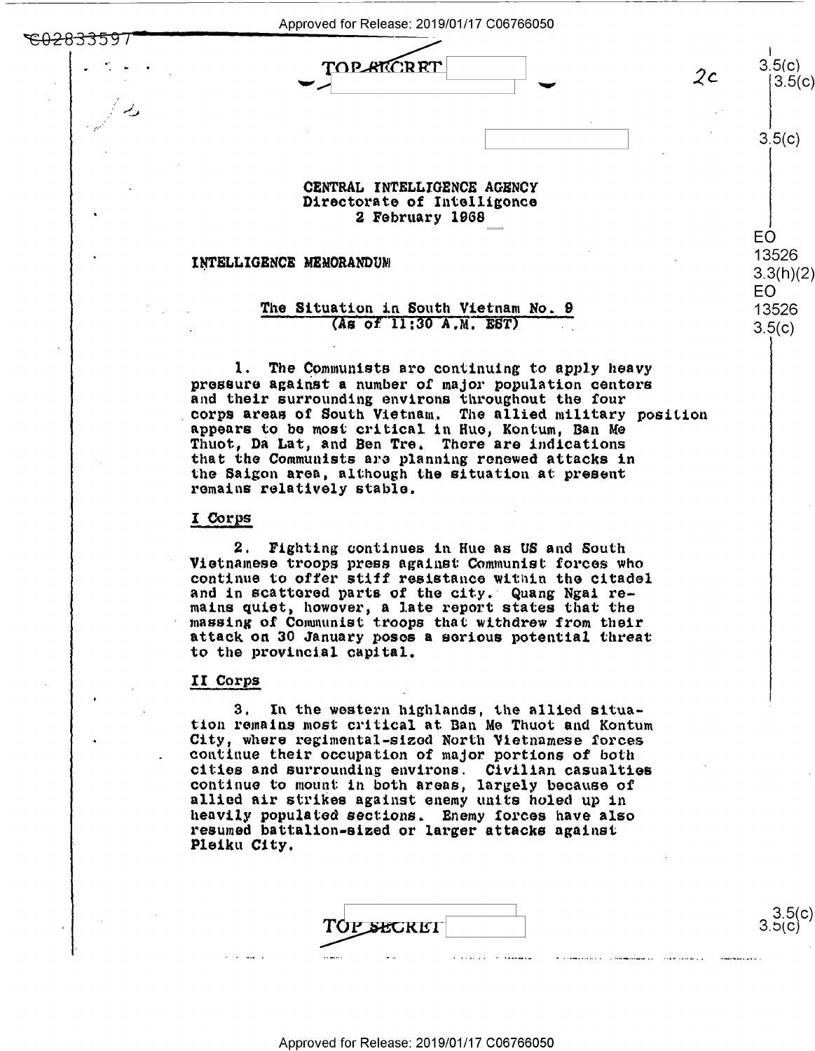TOP SECRET

CENTRAL INTELLIGENCE AGENCY
Directorate of Intelligence
2 February 1968

INTELLIGENCE MEMORANDUM

## The Situation in South Vietnam No. 9
(As of 11:30 A.M. EST)

1. The Communists are continuing to apply heavy pressure against a number of major population centers and their surrounding environs throughout the four corps areas of South Vietnam. The allied military position appears to be most critical in Hue, Kontum, Ban Me Thuot, Da Lat, and Ben Tre. There are indications that the Communists are planning renewed attacks in the Saigon area, although the situation at present remains relatively stable.

### I Corps

2. Fighting continues in Hue as US and South Vietnamese troops press against Communist forces who continue to offer stiff resistance within the citadel and in scattered parts of the city. Quang Ngai remains quiet, however, a late report states that the massing of Communist troops that withdrew from their attack on 30 January poses a serious potential threat to the provincial capital.

### II Corps

3. In the western highlands, the allied situation remains most critical at Ban Me Thuot and Kontum City, where regimental-sized North Vietnamese forces continue their occupation of major portions of both cities and surrounding environs. Civilian casualties continue to mount in both areas, largely because of allied air strikes against enemy units holed up in heavily populated sections. Enemy forces have also resumed battalion-sized or larger attacks against Pleiku City.

TOP SECRET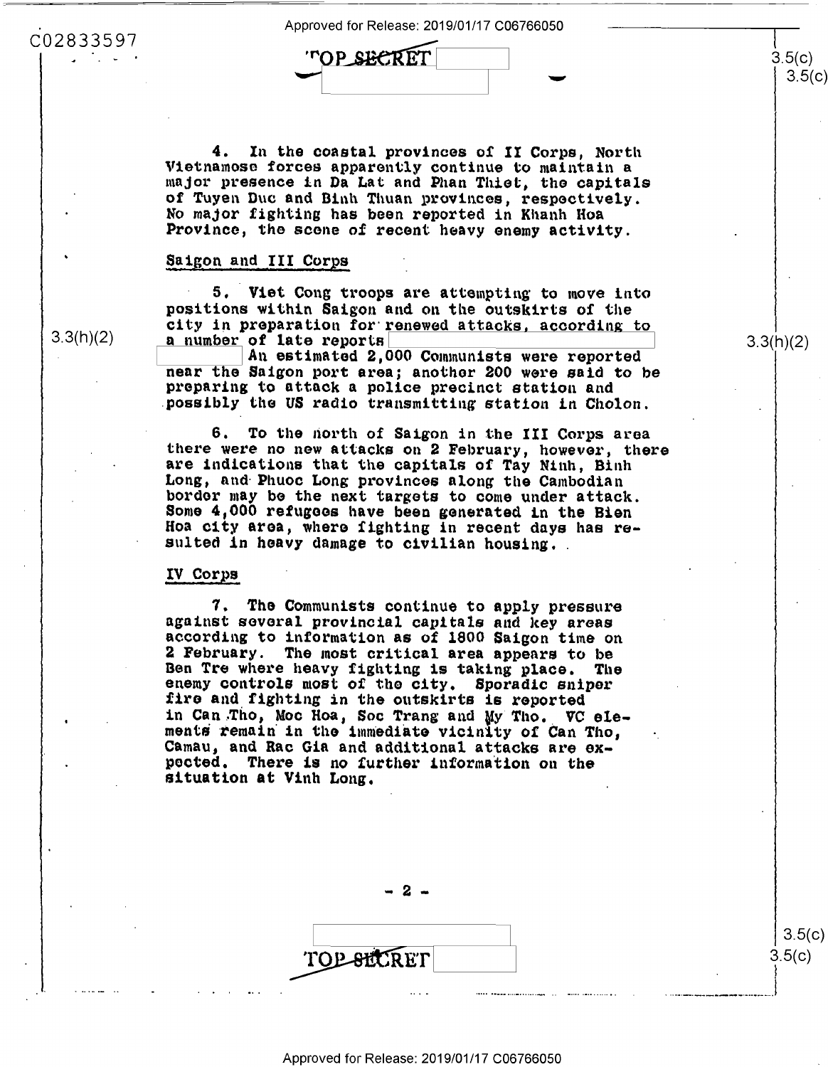4. In the coastal provinces of II Corps, North Vietnamese forces apparently continue to maintain a major presence in Da Lat and Phan Thiet, the capitals of Tuyen Duc and Binh Thuan provinces, respectively. No major fighting has been reported in Khanh Hoa Province, the scene of recent heavy enemy activity.

## Saigon and III Corps

5. Viet Cong troops are attempting to move into positions within Saigon and on the outskirts of the city in preparation for renewed attacks, according to a number of late reports [redacted] An estimated 2,000 Communists were reported near the Saigon port area; another 200 were said to be preparing to attack a police precinct station and possibly the US radio transmitting station in Cholon.

6. To the north of Saigon in the III Corps area there were no new attacks on 2 February, however, there are indications that the capitals of Tay Ninh, Binh Long, and Phuoc Long provinces along the Cambodian border may be the next targets to come under attack. Some 4,000 refugees have been generated in the Bien Hoa city area, where fighting in recent days has resulted in heavy damage to civilian housing.

## IV Corps

7. The Communists continue to apply pressure against several provincial capitals and key areas according to information as of 1800 Saigon time on 2 February. The most critical area appears to be Ben Tre where heavy fighting is taking place. The enemy controls most of the city. Sporadic sniper fire and fighting in the outskirts is reported in Can Tho, Moc Hoa, Soc Trang and My Tho. VC elements remain in the immediate vicinity of Can Tho, Camau, and Rac Gia and additional attacks are expected. There is no further information on the situation at Vinh Long.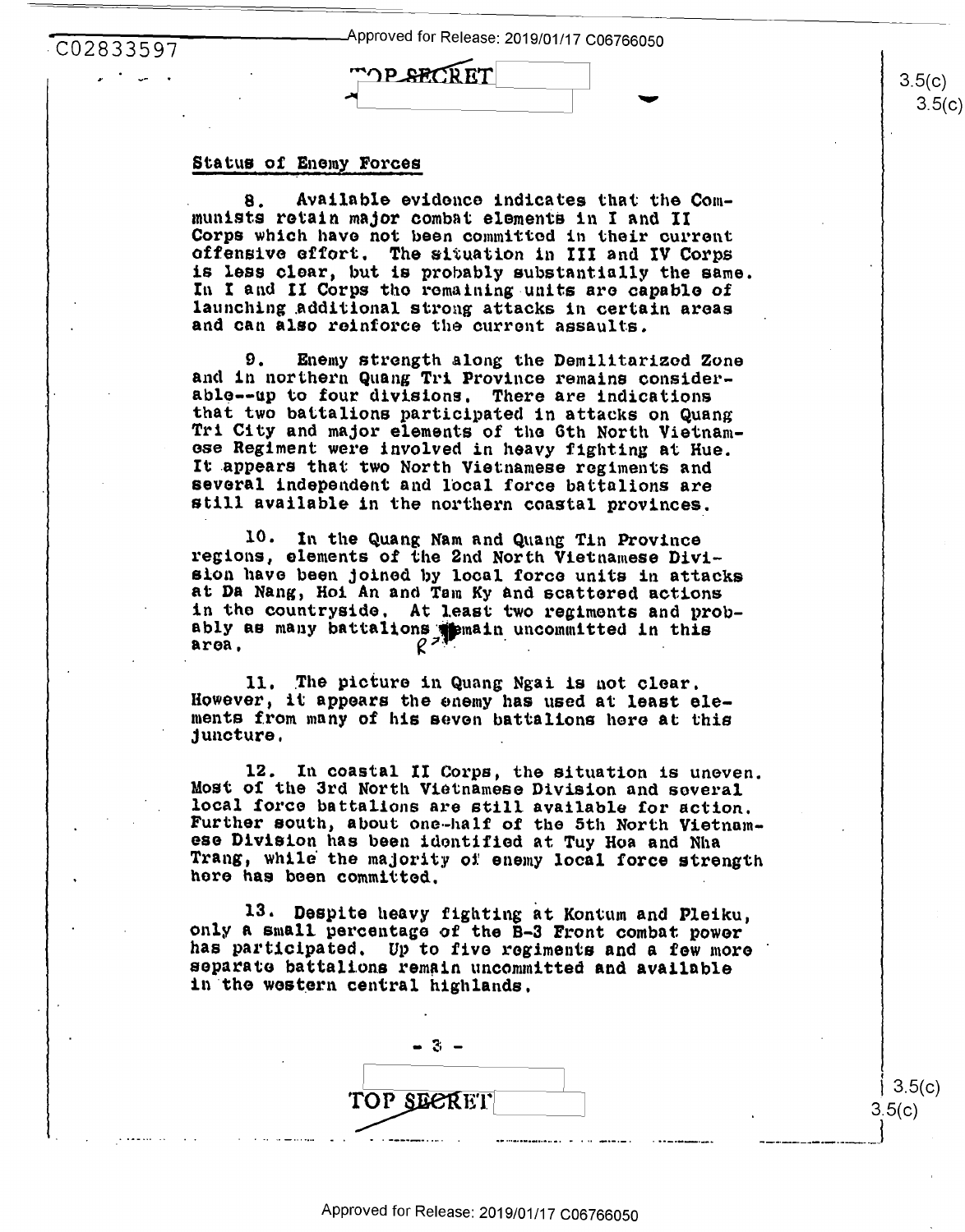## Status of Enemy Forces

8. Available evidence indicates that the Communists retain major combat elements in I and II Corps which have not been committed in their current offensive effort. The situation in III and IV Corps is less clear, but is probably substantially the same. In I and II Corps the remaining units are capable of launching additional strong attacks in certain areas and can also reinforce the current assaults.

9. Enemy strength along the Demilitarized Zone and in northern Quang Tri Province remains considerable--up to four divisions. There are indications that two battalions participated in attacks on Quang Tri City and major elements of the 6th North Vietnamese Regiment were involved in heavy fighting at Hue. It appears that two North Vietnamese regiments and several independent and local force battalions are still available in the northern coastal provinces.

10. In the Quang Nam and Quang Tin Province regions, elements of the 2nd North Vietnamese Division have been joined by local force units in attacks at Da Nang, Hoi An and Tam Ky and scattered actions in the countryside. At least two regiments and probably as many battalions remain uncommitted in this area.

11. The picture in Quang Ngai is not clear. However, it appears the enemy has used at least elements from many of his seven battalions here at this juncture.

12. In coastal II Corps, the situation is uneven. Most of the 3rd North Vietnamese Division and several local force battalions are still available for action. Further south, about one-half of the 5th North Vietnamese Division has been identified at Tuy Hoa and Nha Trang, while the majority of enemy local force strength here has been committed.

13. Despite heavy fighting at Kontum and Pleiku, only a small percentage of the B-3 Front combat power has participated. Up to five regiments and a few more separate battalions remain uncommitted and available in the western central highlands.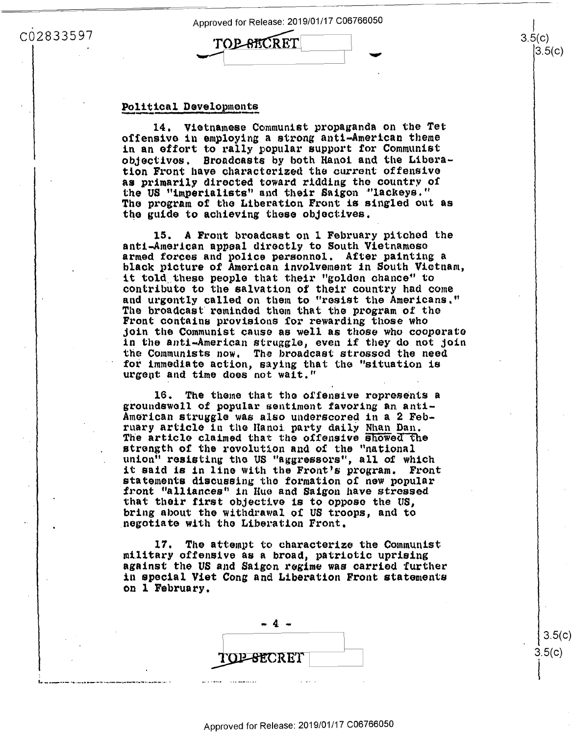## Political Developments

14. Vietnamese Communist propaganda on the Tet offensive in employing a strong anti-American theme in an effort to rally popular support for Communist objectives. Broadcasts by both Hanoi and the Liberation Front have characterized the current offensive as primarily directed toward ridding the country of the US "imperialists" and their Saigon "lackeys." The program of the Liberation Front is singled out as the guide to achieving these objectives.

15. A Front broadcast on 1 February pitched the anti-American appeal directly to South Vietnamese armed forces and police personnel. After painting a black picture of American involvement in South Vietnam, it told these people that their "golden chance" to contribute to the salvation of their country had come and urgently called on them to "resist the Americans." The broadcast reminded them that the program of the Front contains provisions for rewarding those who join the Communist cause as well as those who cooperate in the anti-American struggle, even if they do not join the Communists now. The broadcast stressed the need for immediate action, saying that the "situation is urgent and time does not wait."

16. The theme that the offensive represents a groundswell of popular sentiment favoring an anti-American struggle was also underscored in a 2 February article in the Hanoi party daily Nhan Dan. The article claimed that the offensive showed the strength of the revolution and of the "national union" resisting the US "aggressors", all of which it said is in line with the Front's program. Front statements discussing the formation of new popular front "alliances" in Hue and Saigon have stressed that their first objective is to oppose the US, bring about the withdrawal of US troops, and to negotiate with the Liberation Front.

17. The attempt to characterize the Communist military offensive as a broad, patriotic uprising against the US and Saigon regime was carried further in special Viet Cong and Liberation Front statements on 1 February.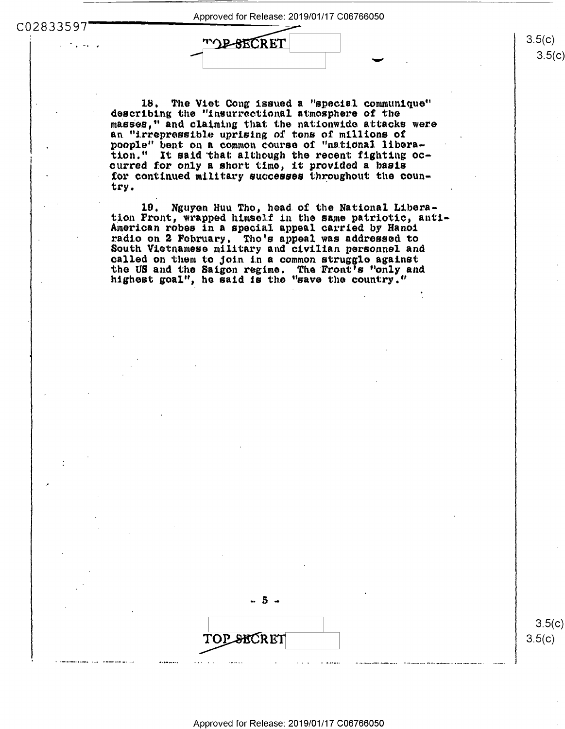18. The Viet Cong issued a "special communique" describing the "insurrectional atmosphere of the masses," and claiming that the nationwide attacks were an "irrepressible uprising of tens of millions of people" bent on a common course of "national liberation." It said that although the recent fighting occurred for only a short time, it provided a basis for continued military successes throughout the country.

19. Nguyen Huu Tho, head of the National Liberation Front, wrapped himself in the same patriotic, anti-American robes in a special appeal carried by Hanoi radio on 2 February. Tho's appeal was addressed to South Vietnamese military and civilian personnel and called on them to join in a common struggle against the US and the Saigon regime. The Front's "only and highest goal", he said is the "save the country."